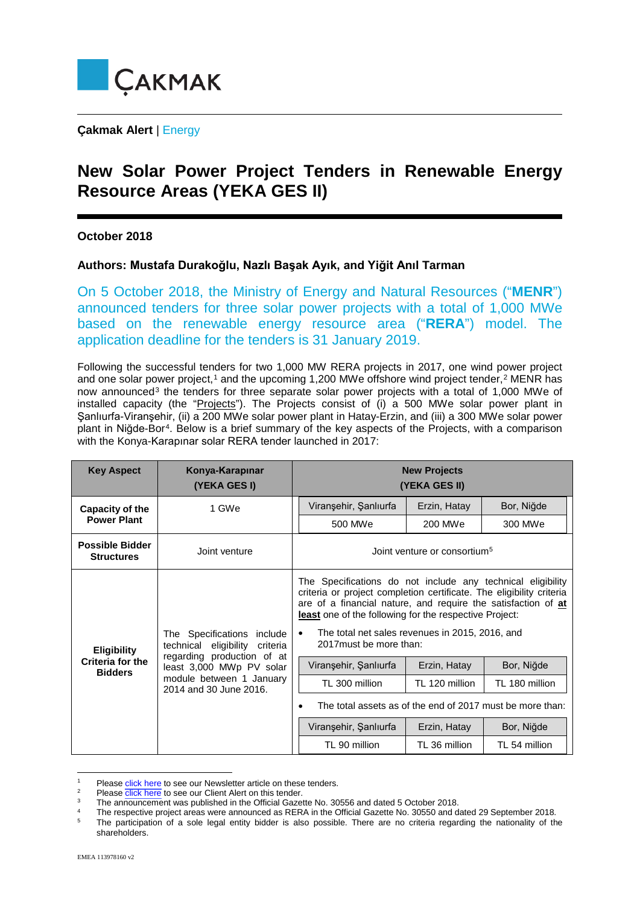ÇAKMAK

**Çakmak Alert** | Energy

# New Solar Power Project Tenders in Renewable Energy Resource Areas (YEKA GES II)

**October 2018**

**Authors: Mustafa Durakoğlu, Nazlı Başak Ayık, and Yiğit Anıl Tarman**

On 5 October 2018, the Ministry of Energy and Natural Resources ("**MENR**") announced tenders for three solar power projects with a total of 1,000 MWe based on the renewable energy resource area ("**RERA**") model. The application deadline for the tenders is 31 January 2019.

Following the successful tenders for two 1,000 MW RERA projects in 2017, one wind power project and one solar power project,[1] and the upcoming 1,200 MWe offshore wind project tender,[2] MENR has now announced[3] the tenders for three separate solar power projects with a total of 1,000 MWe of installed capacity (the "Projects"). The Projects consist of (i) a 500 MWe solar power plant in Şanlıurfa-Viranşehir, (ii) a 200 MWe solar power plant in Hatay-Erzin, and (iii) a 300 MWe solar power plant in Niğde-Bor[4]. Below is a brief summary of the key aspects of the Projects, with a comparison with the Konya-Karapınar solar RERA tender launched in 2017:

| Key Aspect | Konya-Karapınar (YEKA GES I) | New Projects (YEKA GES II) | | |
|---|---|---|---|---|
| **Capacity of the Power Plant** | 1 GWe | Viranşehir, Şanlıurfa | Erzin, Hatay | Bor, Niğde |
| | | 500 MWe | 200 MWe | 300 MWe |
| **Possible Bidder Structures** | Joint venture | Joint venture or consortium[5] | | |
| **Eligibility Criteria for the Bidders** | The Specifications include technical eligibility criteria regarding production of at least 3,000 MWp PV solar module between 1 January 2014 and 30 June 2016. | The Specifications do not include any technical eligibility criteria or project completion certificate. The eligibility criteria are of a financial nature, and require the satisfaction of **at least** one of the following for the respective Project:<br>• The total net sales revenues in 2015, 2016, and 2017must be more than: | | |
| | | Viranşehir, Şanlıurfa | Erzin, Hatay | Bor, Niğde |
| | | TL 300 million | TL 120 million | TL 180 million |
| | | • The total assets as of the end of 2017 must be more than: | | |
| | | Viranşehir, Şanlıurfa | Erzin, Hatay | Bor, Niğde |
| | | TL 90 million | TL 36 million | TL 54 million |

[1] Please click here to see our Newsletter article on these tenders.
[2] Please click here to see our Client Alert on this tender.
[3] The announcement was published in the Official Gazette No. 30556 and dated 5 October 2018.
[4] The respective project areas were announced as RERA in the Official Gazette No. 30550 and dated 29 September 2018.
[5] The participation of a sole legal entity bidder is also possible. There are no criteria regarding the nationality of the shareholders.

EMEA 113978160 v2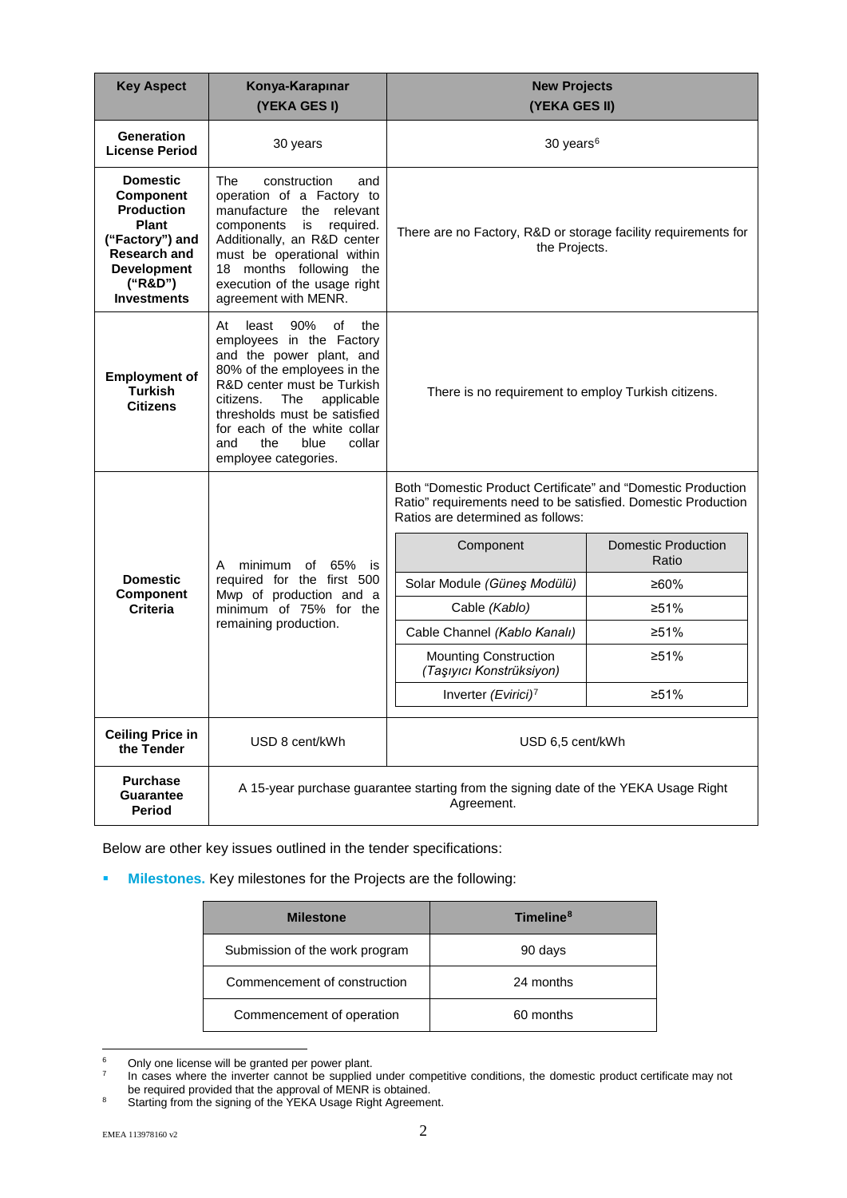| Key Aspect | Konya-Karapınar (YEKA GES I) | New Projects (YEKA GES II) | |
|---|---|---|---|
| **Generation License Period** | 30 years | 30 years[6] | |
| **Domestic Component Production Plant ("Factory") and Research and Development ("R&D") Investments** | The construction and operation of a Factory to manufacture the relevant components is required. Additionally, an R&D center must be operational within 18 months following the execution of the usage right agreement with MENR. | There are no Factory, R&D or storage facility requirements for the Projects. | |
| **Employment of Turkish Citizens** | At least 90% of the employees in the Factory and the power plant, and 80% of the employees in the R&D center must be Turkish citizens. The applicable thresholds must be satisfied for each of the white collar and the blue collar employee categories. | There is no requirement to employ Turkish citizens. | |
| **Domestic Component Criteria** | A minimum of 65% is required for the first 500 Mwp of production and a minimum of 75% for the remaining production. | Both "Domestic Product Certificate" and "Domestic Production Ratio" requirements need to be satisfied. Domestic Production Ratios are determined as follows: | |
| | | Component | Domestic Production Ratio |
| | | Solar Module *(Güneş Modülü)* | ≥60% |
| | | Cable *(Kablo)* | ≥51% |
| | | Cable Channel *(Kablo Kanalı)* | ≥51% |
| | | Mounting Construction *(Taşıyıcı Konstrüksiyon)* | ≥51% |
| | | Inverter *(Evirici)*[7] | ≥51% |
| **Ceiling Price in the Tender** | USD 8 cent/kWh | USD 6,5 cent/kWh | |
| **Purchase Guarantee Period** | A 15-year purchase guarantee starting from the signing date of the YEKA Usage Right Agreement. | | |

Below are other key issues outlined in the tender specifications:

- **Milestones.** Key milestones for the Projects are the following:

| Milestone | Timeline[8] |
|---|---|
| Submission of the work program | 90 days |
| Commencement of construction | 24 months |
| Commencement of operation | 60 months |

[6] Only one license will be granted per power plant.

[7] In cases where the inverter cannot be supplied under competitive conditions, the domestic product certificate may not be required provided that the approval of MENR is obtained.

[8] Starting from the signing of the YEKA Usage Right Agreement.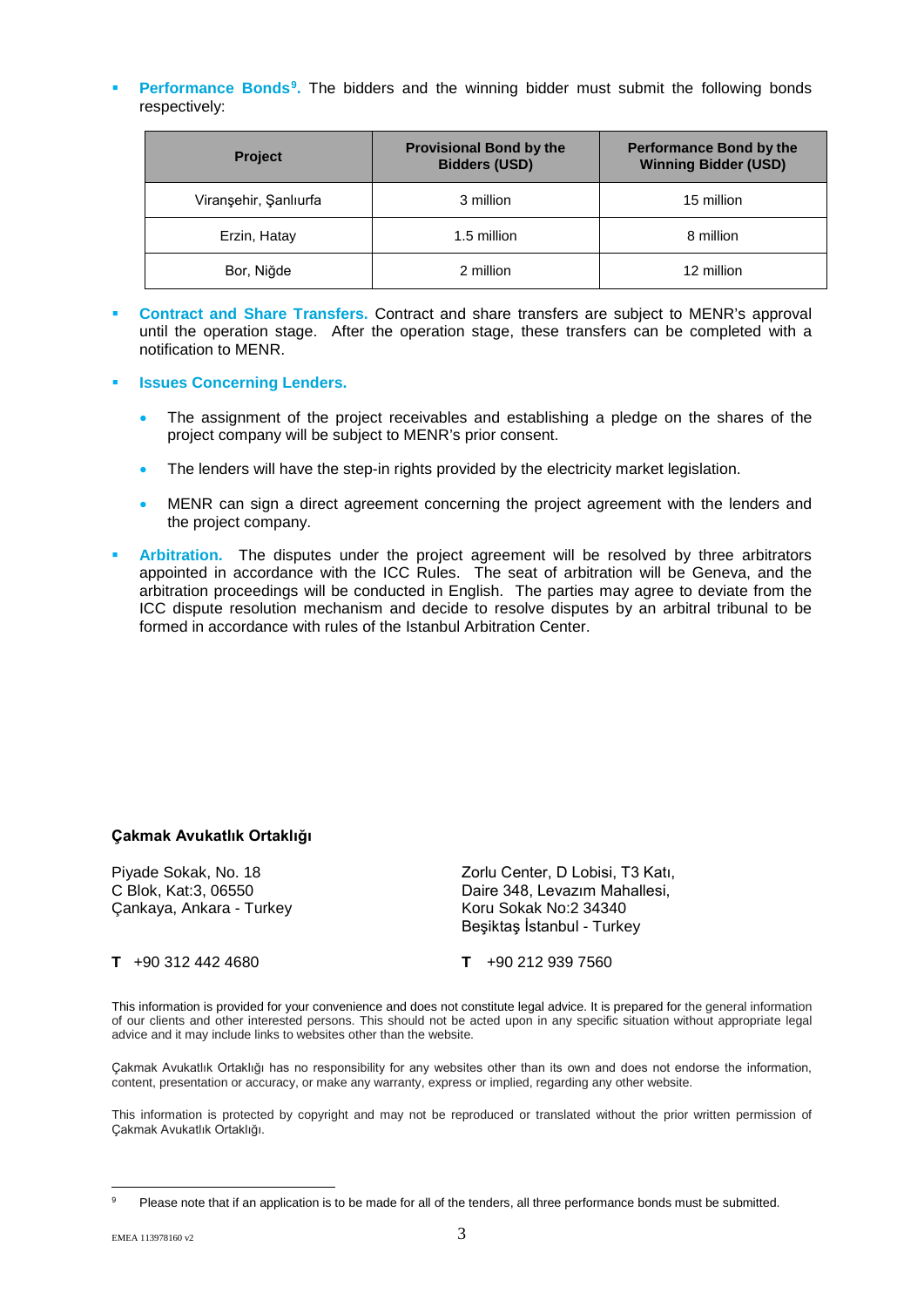- **Performance Bonds**[9]**.** The bidders and the winning bidder must submit the following bonds respectively:

| Project | Provisional Bond by the Bidders (USD) | Performance Bond by the Winning Bidder (USD) |
|---|---|---|
| Viranşehir, Şanlıurfa | 3 million | 15 million |
| Erzin, Hatay | 1.5 million | 8 million |
| Bor, Niğde | 2 million | 12 million |

- **Contract and Share Transfers.** Contract and share transfers are subject to MENR's approval until the operation stage. After the operation stage, these transfers can be completed with a notification to MENR.

- **Issues Concerning Lenders.**

  - The assignment of the project receivables and establishing a pledge on the shares of the project company will be subject to MENR's prior consent.

  - The lenders will have the step-in rights provided by the electricity market legislation.

  - MENR can sign a direct agreement concerning the project agreement with the lenders and the project company.

- **Arbitration.** The disputes under the project agreement will be resolved by three arbitrators appointed in accordance with the ICC Rules. The seat of arbitration will be Geneva, and the arbitration proceedings will be conducted in English. The parties may agree to deviate from the ICC dispute resolution mechanism and decide to resolve disputes by an arbitral tribunal to be formed in accordance with rules of the Istanbul Arbitration Center.

**Çakmak Avukatlık Ortaklığı**

Piyade Sokak, No. 18
C Blok, Kat:3, 06550
Çankaya, Ankara - Turkey

**T** +90 312 442 4680

Zorlu Center, D Lobisi, T3 Katı,
Daire 348, Levazım Mahallesi,
Koru Sokak No:2 34340
Beşiktaş İstanbul - Turkey

**T** +90 212 939 7560

This information is provided for your convenience and does not constitute legal advice. It is prepared for the general information of our clients and other interested persons. This should not be acted upon in any specific situation without appropriate legal advice and it may include links to websites other than the website.

Çakmak Avukatlık Ortaklığı has no responsibility for any websites other than its own and does not endorse the information, content, presentation or accuracy, or make any warranty, express or implied, regarding any other website.

This information is protected by copyright and may not be reproduced or translated without the prior written permission of Çakmak Avukatlık Ortaklığı.

[9] Please note that if an application is to be made for all of the tenders, all three performance bonds must be submitted.

EMEA 113978160 v2